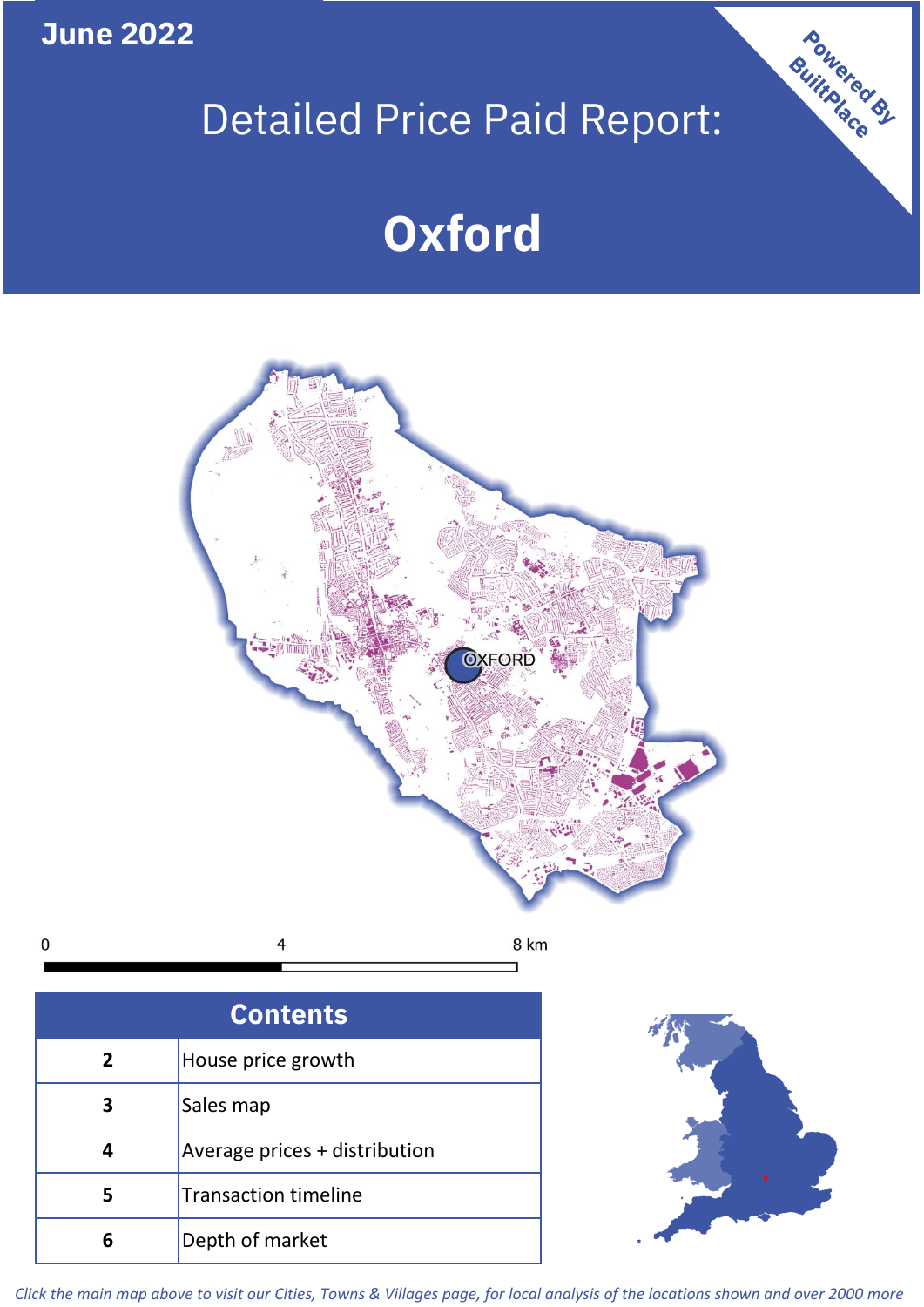June 2022

# Detailed Price Paid Report:

# Oxford

Powered By BuiltPlace

| Contents | |
|---|---|
| 2 | House price growth |
| 3 | Sales map |
| 4 | Average prices + distribution |
| 5 | Transaction timeline |
| 6 | Depth of market |

*Click the main map above to visit our Cities, Towns & Villages page, for local analysis of the locations shown and over 2000 more*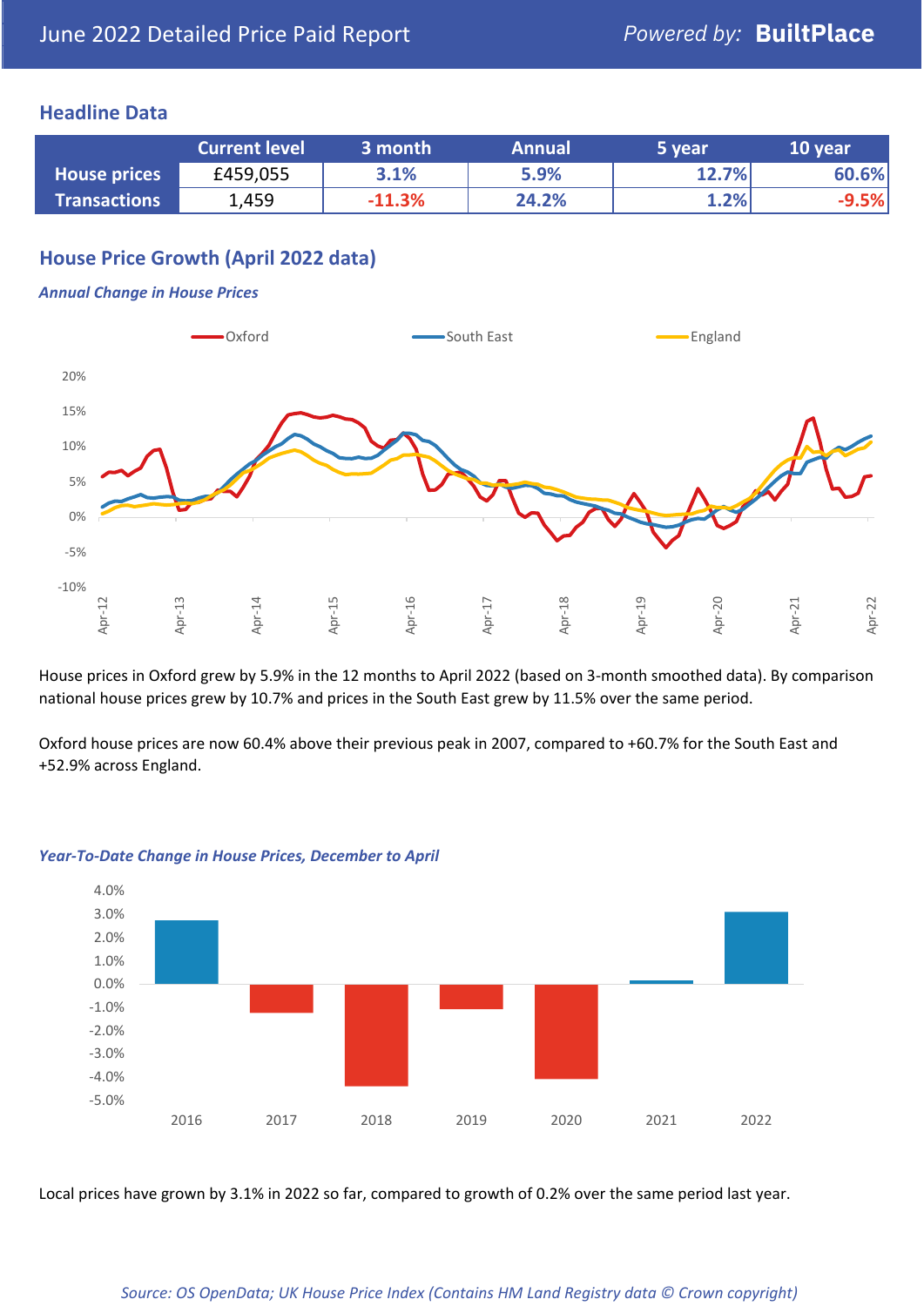June 2022 Detailed Price Paid Report

*Powered by:* **BuiltPlace**

## Headline Data

| | Current level | 3 month | Annual | 5 year | 10 year |
|---|---|---|---|---|---|
| **House prices** | £459,055 | 3.1% | 5.9% | 12.7% | 60.6% |
| **Transactions** | 1,459 | -11.3% | 24.2% | 1.2% | -9.5% |

## House Price Growth (April 2022 data)

### *Annual Change in House Prices*

House prices in Oxford grew by 5.9% in the 12 months to April 2022 (based on 3-month smoothed data). By comparison national house prices grew by 10.7% and prices in the South East grew by 11.5% over the same period.

Oxford house prices are now 60.4% above their previous peak in 2007, compared to +60.7% for the South East and +52.9% across England.

### *Year-To-Date Change in House Prices, December to April*

Local prices have grown by 3.1% in 2022 so far, compared to growth of 0.2% over the same period last year.

*Source: OS OpenData; UK House Price Index (Contains HM Land Registry data © Crown copyright)*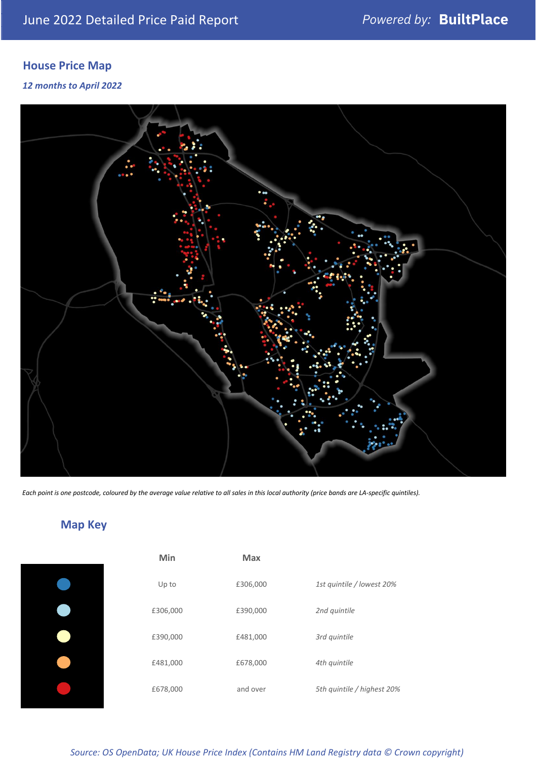## House Price Map

*12 months to April 2022*

*Each point is one postcode, coloured by the average value relative to all sales in this local authority (price bands are LA-specific quintiles).*

## Map Key

| | Min | Max | |
|---|---|---|---|
| | Up to | £306,000 | *1st quintile / lowest 20%* |
| | £306,000 | £390,000 | *2nd quintile* |
| | £390,000 | £481,000 | *3rd quintile* |
| | £481,000 | £678,000 | *4th quintile* |
| | £678,000 | and over | *5th quintile / highest 20%* |

*Source: OS OpenData; UK House Price Index (Contains HM Land Registry data © Crown copyright)*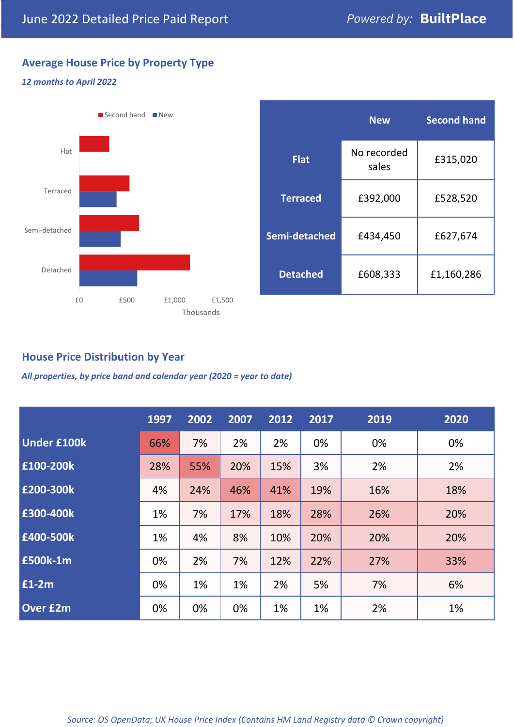# June 2022 Detailed Price Paid Report

Powered by: **BuiltPlace**

## Average House Price by Property Type

*12 months to April 2022*

| | New | Second hand |
|---|---|---|
| **Flat** | No recorded sales | £315,020 |
| **Terraced** | £392,000 | £528,520 |
| **Semi-detached** | £434,450 | £627,674 |
| **Detached** | £608,333 | £1,160,286 |

## House Price Distribution by Year

*All properties, by price band and calendar year (2020 = year to date)*

| | 1997 | 2002 | 2007 | 2012 | 2017 | 2019 | 2020 |
|---|---|---|---|---|---|---|---|
| **Under £100k** | 66% | 7% | 2% | 2% | 0% | 0% | 0% |
| **£100-200k** | 28% | 55% | 20% | 15% | 3% | 2% | 2% |
| **£200-300k** | 4% | 24% | 46% | 41% | 19% | 16% | 18% |
| **£300-400k** | 1% | 7% | 17% | 18% | 28% | 26% | 20% |
| **£400-500k** | 1% | 4% | 8% | 10% | 20% | 20% | 20% |
| **£500k-1m** | 0% | 2% | 7% | 12% | 22% | 27% | 33% |
| **£1-2m** | 0% | 1% | 1% | 2% | 5% | 7% | 6% |
| **Over £2m** | 0% | 0% | 0% | 1% | 1% | 2% | 1% |

*Source: OS OpenData; UK House Price Index (Contains HM Land Registry data © Crown copyright)*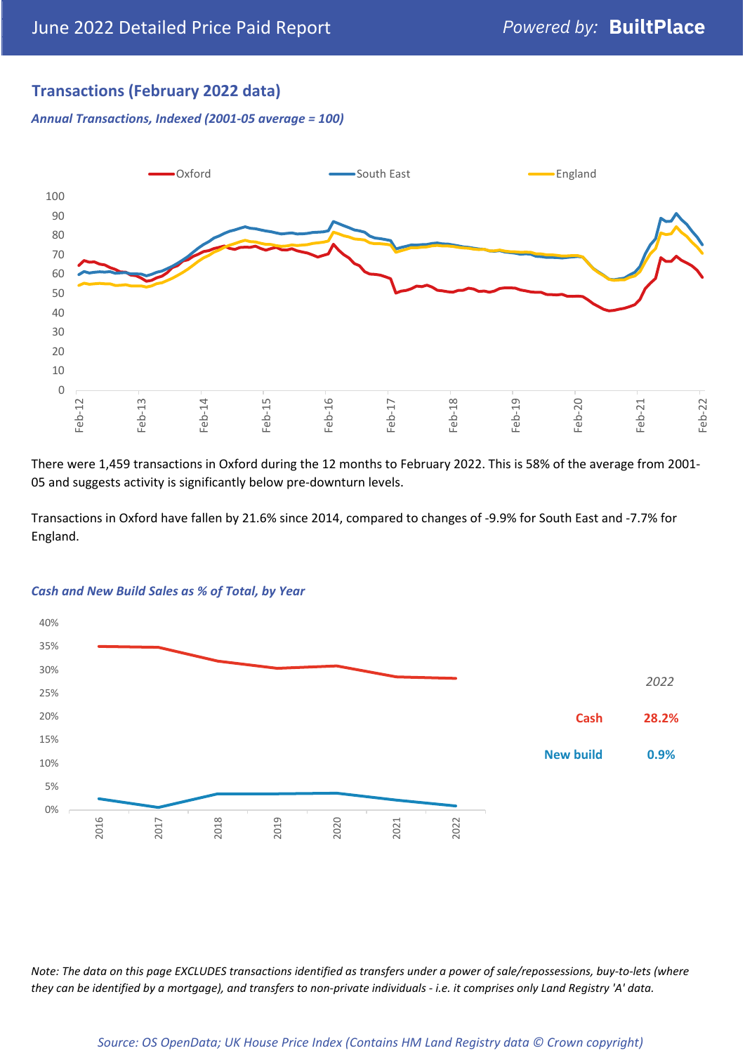## Transactions (February 2022 data)

*Annual Transactions, Indexed (2001-05 average = 100)*

There were 1,459 transactions in Oxford during the 12 months to February 2022. This is 58% of the average from 2001-05 and suggests activity is significantly below pre-downturn levels.

Transactions in Oxford have fallen by 21.6% since 2014, compared to changes of -9.9% for South East and -7.7% for England.

*Cash and New Build Sales as % of Total, by Year*

| 2022 | |
|---|---|
| Cash | 28.2% |
| New build | 0.9% |

*Note: The data on this page EXCLUDES transactions identified as transfers under a power of sale/repossessions, buy-to-lets (where they can be identified by a mortgage), and transfers to non-private individuals - i.e. it comprises only Land Registry 'A' data.*

*Source: OS OpenData; UK House Price Index (Contains HM Land Registry data © Crown copyright)*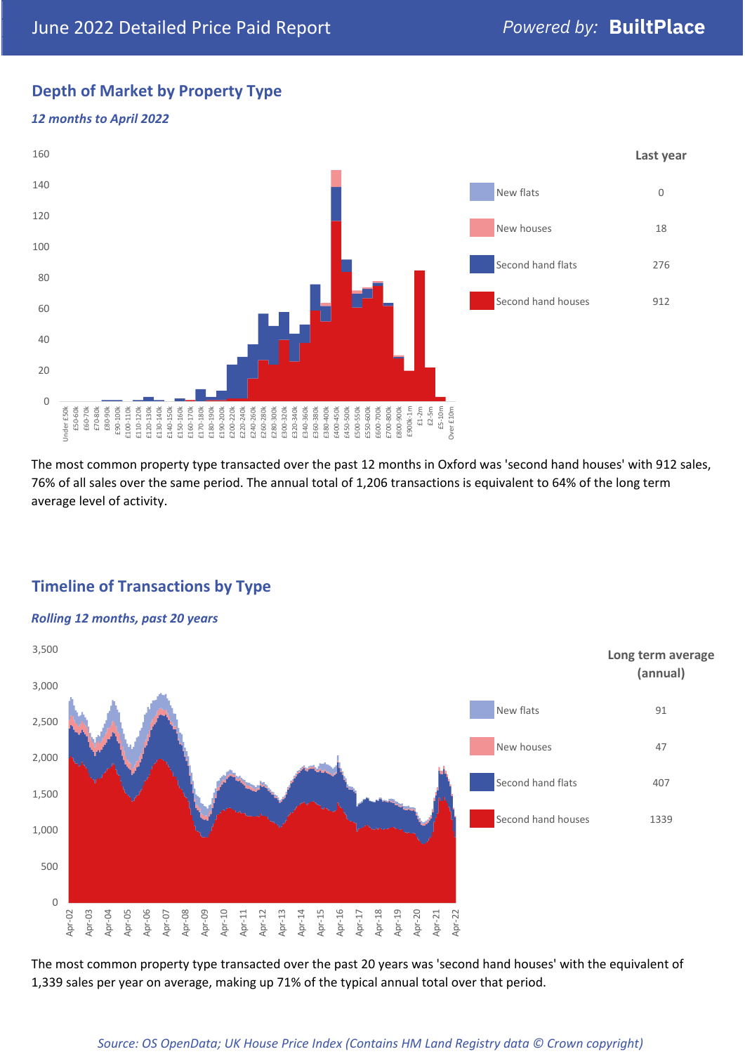# June 2022 Detailed Price Paid Report

Powered by: **BuiltPlace**

## Depth of Market by Property Type

*12 months to April 2022*

160
140
120
100
80
60
40
20
0

Under £50k, £50-60k, £60-70k, £70-80k, £80-90k, £90-100k, £100-110k, £110-120k, £120-130k, £130-140k, £140-150k, £150-160k, £160-170k, £170-180k, £180-190k, £190-200k, £200-220k, £220-240k, £240-260k, £260-280k, £280-300k, £300-320k, £320-340k, £340-360k, £360-380k, £380-400k, £400-450k, £450-500k, £500-550k, £550-600k, £600-700k, £700-800k, £800-900k, £900k-1m, £1-2m, £2-5m, £5-10m, Over £10m

Last year

New flats 0
New houses 18
Second hand flats 276
Second hand houses 912

The most common property type transacted over the past 12 months in Oxford was 'second hand houses' with 912 sales, 76% of all sales over the same period. The annual total of 1,206 transactions is equivalent to 64% of the long term average level of activity.

## Timeline of Transactions by Type

*Rolling 12 months, past 20 years*

3,500
3,000
2,500
2,000
1,500
1,000
500
0

Apr-02, Apr-03, Apr-04, Apr-05, Apr-06, Apr-07, Apr-08, Apr-09, Apr-10, Apr-11, Apr-12, Apr-13, Apr-14, Apr-15, Apr-16, Apr-17, Apr-18, Apr-19, Apr-20, Apr-21, Apr-22

Long term average (annual)

New flats 91
New houses 47
Second hand flats 407
Second hand houses 1339

The most common property type transacted over the past 20 years was 'second hand houses' with the equivalent of 1,339 sales per year on average, making up 71% of the typical annual total over that period.

*Source: OS OpenData; UK House Price Index (Contains HM Land Registry data © Crown copyright)*